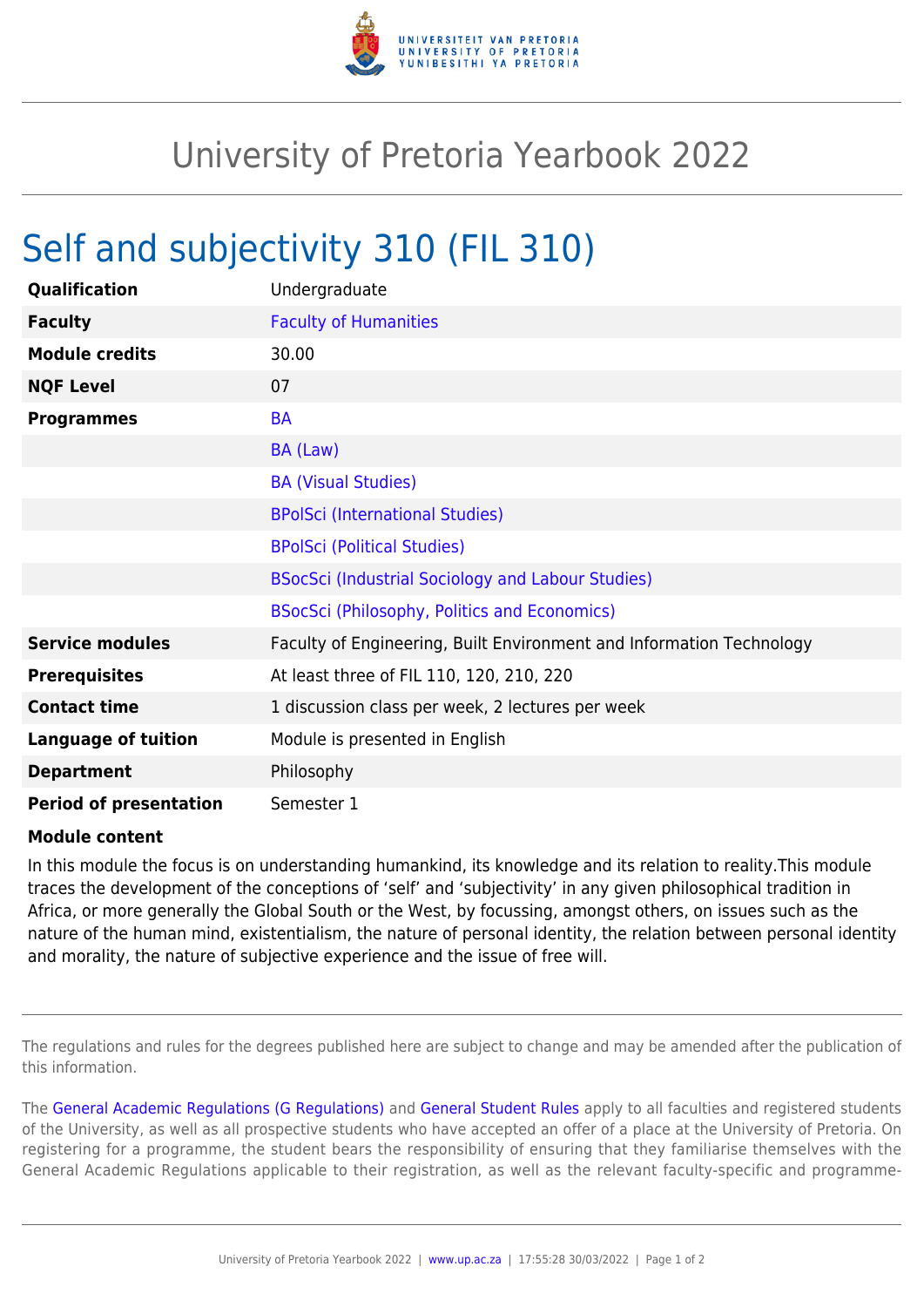# University of Pretoria Yearbook 2022

## Self and subjectivity 310 (FIL 310)

| | |
|---|---|
| **Qualification** | Undergraduate |
| **Faculty** | Faculty of Humanities |
| **Module credits** | 30.00 |
| **NQF Level** | 07 |
| **Programmes** | BA |
| | BA (Law) |
| | BA (Visual Studies) |
| | BPolSci (International Studies) |
| | BPolSci (Political Studies) |
| | BSocSci (Industrial Sociology and Labour Studies) |
| | BSocSci (Philosophy, Politics and Economics) |
| **Service modules** | Faculty of Engineering, Built Environment and Information Technology |
| **Prerequisites** | At least three of FIL 110, 120, 210, 220 |
| **Contact time** | 1 discussion class per week, 2 lectures per week |
| **Language of tuition** | Module is presented in English |
| **Department** | Philosophy |
| **Period of presentation** | Semester 1 |

**Module content**

In this module the focus is on understanding humankind, its knowledge and its relation to reality.This module traces the development of the conceptions of 'self' and 'subjectivity' in any given philosophical tradition in Africa, or more generally the Global South or the West, by focussing, amongst others, on issues such as the nature of the human mind, existentialism, the nature of personal identity, the relation between personal identity and morality, the nature of subjective experience and the issue of free will.

The regulations and rules for the degrees published here are subject to change and may be amended after the publication of this information.

The General Academic Regulations (G Regulations) and General Student Rules apply to all faculties and registered students of the University, as well as all prospective students who have accepted an offer of a place at the University of Pretoria. On registering for a programme, the student bears the responsibility of ensuring that they familiarise themselves with the General Academic Regulations applicable to their registration, as well as the relevant faculty-specific and programme-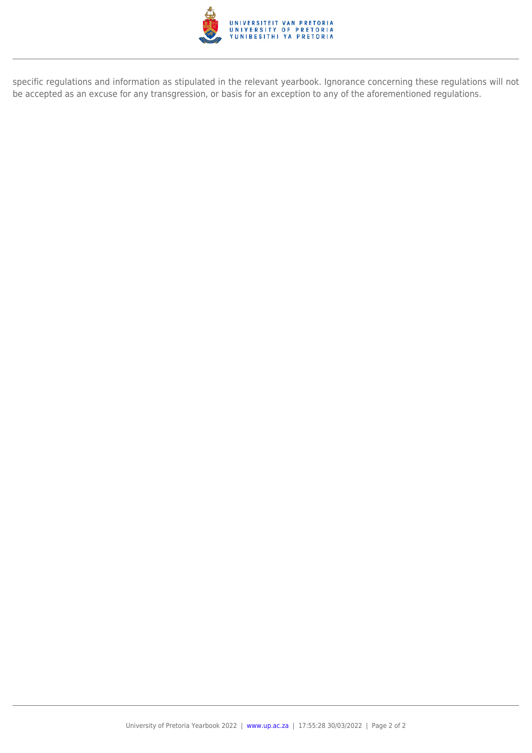specific regulations and information as stipulated in the relevant yearbook. Ignorance concerning these regulations will not be accepted as an excuse for any transgression, or basis for an exception to any of the aforementioned regulations.